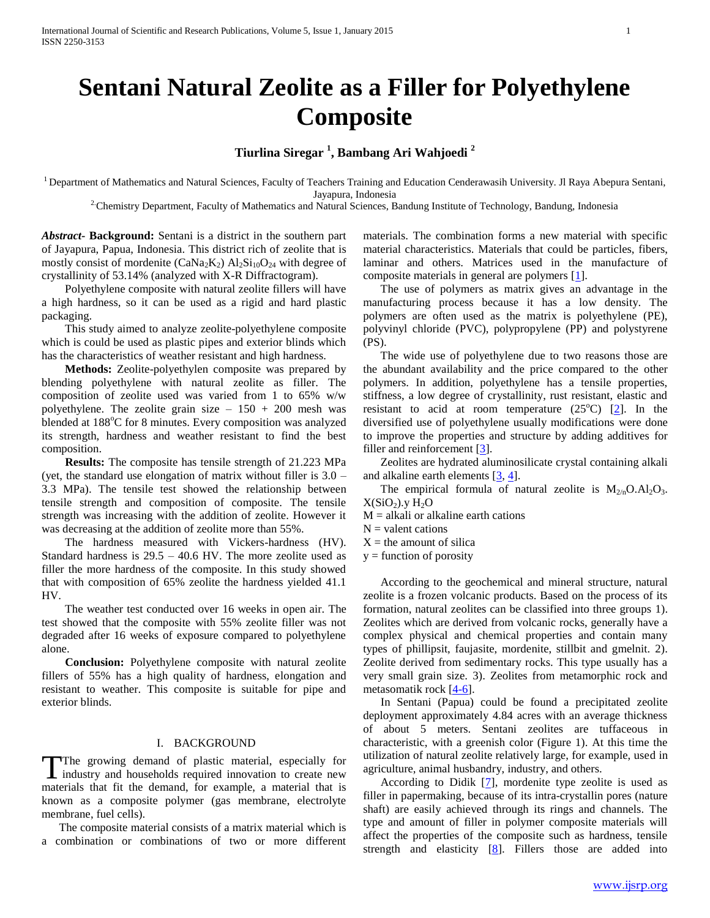# Sentani Natural Zeolite as a Filler for Polyethylene Composite

**Tiurlina Siregar [1], Bambang Ari Wahjoedi [2]**

[1] Department of Mathematics and Natural Sciences, Faculty of Teachers Training and Education Cenderawasih University. Jl Raya Abepura Sentani, Jayapura, Indonesia

[2] Chemistry Department, Faculty of Mathematics and Natural Sciences, Bandung Institute of Technology, Bandung, Indonesia

***Abstract*- Background:** Sentani is a district in the southern part of Jayapura, Papua, Indonesia. This district rich of zeolite that is mostly consist of mordenite $(CaNa_2K_2)\ Al_2Si_{10}O_{24}$ with degree of crystallinity of 53.14% (analyzed with X-R Diffractogram).

Polyethylene composite with natural zeolite fillers will have a high hardness, so it can be used as a rigid and hard plastic packaging.

This study aimed to analyze zeolite-polyethylene composite which is could be used as plastic pipes and exterior blinds which has the characteristics of weather resistant and high hardness.

**Methods:** Zeolite-polyethylen composite was prepared by blending polyethylene with natural zeolite as filler. The composition of zeolite used was varied from 1 to 65% w/w polyethylene. The zeolite grain size – 150 + 200 mesh was blended at 188°C for 8 minutes. Every composition was analyzed its strength, hardness and weather resistant to find the best composition.

**Results:** The composite has tensile strength of 21.223 MPa (yet, the standard use elongation of matrix without filler is 3.0 – 3.3 MPa). The tensile test showed the relationship between tensile strength and composition of composite. The tensile strength was increasing with the addition of zeolite. However it was decreasing at the addition of zeolite more than 55%.

The hardness measured with Vickers-hardness (HV). Standard hardness is 29.5 – 40.6 HV. The more zeolite used as filler the more hardness of the composite. In this study showed that with composition of 65% zeolite the hardness yielded 41.1 HV.

The weather test conducted over 16 weeks in open air. The test showed that the composite with 55% zeolite filler was not degraded after 16 weeks of exposure compared to polyethylene alone.

**Conclusion:** Polyethylene composite with natural zeolite fillers of 55% has a high quality of hardness, elongation and resistant to weather. This composite is suitable for pipe and exterior blinds.

## I. BACKGROUND

The growing demand of plastic material, especially for industry and households required innovation to create new materials that fit the demand, for example, a material that is known as a composite polymer (gas membrane, electrolyte membrane, fuel cells).

The composite material consists of a matrix material which is a combination or combinations of two or more different materials. The combination forms a new material with specific material characteristics. Materials that could be particles, fibers, laminar and others. Matrices used in the manufacture of composite materials in general are polymers [1].

The use of polymers as matrix gives an advantage in the manufacturing process because it has a low density. The polymers are often used as the matrix is polyethylene (PE), polyvinyl chloride (PVC), polypropylene (PP) and polystyrene (PS).

The wide use of polyethylene due to two reasons those are the abundant availability and the price compared to the other polymers. In addition, polyethylene has a tensile properties, stiffness, a low degree of crystallinity, rust resistant, elastic and resistant to acid at room temperature (25°C) [2]. In the diversified use of polyethylene usually modifications were done to improve the properties and structure by adding additives for filler and reinforcement [3].

Zeolites are hydrated aluminosilicate crystal containing alkali and alkaline earth elements [3, 4].

The empirical formula of natural zeolite is $M_{2/n}O.Al_2O_3.X(SiO_2).y\ H_2O$

M = alkali or alkaline earth cations

N = valent cations

X = the amount of silica

y = function of porosity

According to the geochemical and mineral structure, natural zeolite is a frozen volcanic products. Based on the process of its formation, natural zeolites can be classified into three groups 1). Zeolites which are derived from volcanic rocks, generally have a complex physical and chemical properties and contain many types of phillipsit, faujasite, mordenite, stillbit and gmelnit. 2). Zeolite derived from sedimentary rocks. This type usually has a very small grain size. 3). Zeolites from metamorphic rock and metasomatik rock [4-6].

In Sentani (Papua) could be found a precipitated zeolite deployment approximately 4.84 acres with an average thickness of about 5 meters. Sentani zeolites are tuffaceous in characteristic, with a greenish color (Figure 1). At this time the utilization of natural zeolite relatively large, for example, used in agriculture, animal husbandry, industry, and others.

According to Didik [7], mordenite type zeolite is used as filler in papermaking, because of its intra-crystallin pores (nature shaft) are easily achieved through its rings and channels. The type and amount of filler in polymer composite materials will affect the properties of the composite such as hardness, tensile strength and elasticity [8]. Fillers those are added into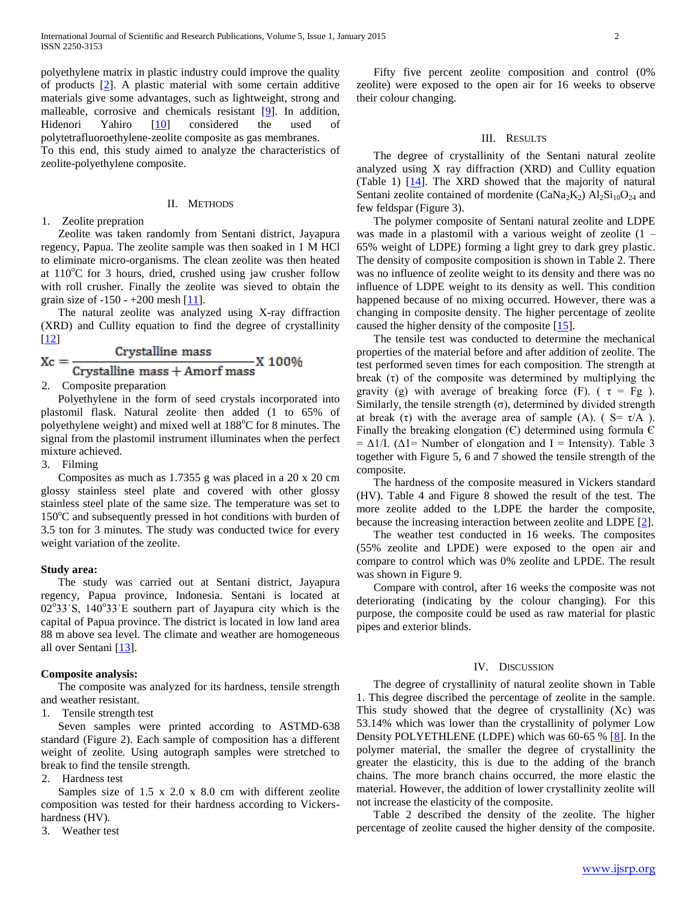polyethylene matrix in plastic industry could improve the quality of products [2]. A plastic material with some certain additive materials give some advantages, such as lightweight, strong and malleable, corrosive and chemicals resistant [9]. In addition, Hidenori Yahiro [10] considered the used of polytetrafluoroethylene-zeolite composite as gas membranes.
To this end, this study aimed to analyze the characteristics of zeolite-polyethylene composite.

## II. Methods

1. Zeolite prepration

The Zeolite was taken randomly from Sentani district, Jayapura regency, Papua. The zeolite sample was then soaked in 1 M HCl to eliminate micro-organisms. The clean zeolite was then heated at 110°C for 3 hours, dried, crushed using jaw crusher follow with roll crusher. Finally the zeolite was sieved to obtain the grain size of -150 - +200 mesh [11].

The natural zeolite was analyzed using X-ray diffraction (XRD) and Cullity equation to find the degree of crystallinity [12]

$$Xc = \frac{\text{Crystalline mass}}{\text{Crystalline mass} + \text{Amorf mass}} X\ 100\%$$

2. Composite preparation

Polyethylene in the form of seed crystals incorporated into plastomil flask. Natural zeolite then added (1 to 65% of polyethylene weight) and mixed well at 188°C for 8 minutes. The signal from the plastomil instrument illuminates when the perfect mixture achieved.

3. Filming

Composites as much as 1.7355 g was placed in a 20 x 20 cm glossy stainless steel plate and covered with other glossy stainless steel plate of the same size. The temperature was set to 150°C and subsequently pressed in hot conditions with burden of 3.5 ton for 3 minutes. The study was conducted twice for every weight variation of the zeolite.

**Study area:**

The study was carried out at Sentani district, Jayapura regency, Papua province, Indonesia. Sentani is located at 02°33'S, 140°33'E southern part of Jayapura city which is the capital of Papua province. The district is located in low land area 88 m above sea level. The climate and weather are homogeneous all over Sentani [13].

**Composite analysis:**

The composite was analyzed for its hardness, tensile strength and weather resistant.

1. Tensile strength test

Seven samples were printed according to ASTMD-638 standard (Figure 2). Each sample of composition has a different weight of zeolite. Using autograph samples were stretched to break to find the tensile strength.

2. Hardness test

Samples of 1.5 x 2.0 x 8.0 cm with different zeolite composition was tested for their hardness according to Vickers-hardness (HV).

3. Weather test

Fifty five percent zeolite composition and control (0% zeolite) were exposed to the open air for 16 weeks to observe their colour changing.

## III. Results

The degree of crystallinity of the Sentani natural zeolite analyzed using X ray diffraction (XRD) and Cullity equation (Table 1) [14]. The XRD showed that the majority of natural Sentani zeolite contained of mordenite $(CaNa_2K_2)\ Al_2Si_{10}O_{24}$ and few feldspar (Figure 3).

The polymer composite of Sentani natural zeolite and LDPE was made in a plastomil with a various weight of zeolite (1 – 65% weight of LDPE) forming a light grey to dark grey plastic. The density of composite composition is shown in Table 2. There was no influence of zeolite weight to its density and there was no influence of LDPE weight to its density as well. This condition happened because of no mixing occurred. However, there was a changing in composite density. The higher percentage of zeolite caused the higher density of the composite [15].

The tensile test was conducted to determine the mechanical properties of the material before and after addition of zeolite. The test performed seven times for each composition. The strength at break (τ) of the composite was determined by multiplying the gravity (g) with average of breaking force (F). ( $\tau$ = Fg ). Similarly, the tensile strength (σ), determined by divided strength at break (τ) with the average area of sample (A). ( S= $\tau$/A ). Finally the breaking elongation (Є) determined using formula Є = Δ1/I. (Δ1= Number of elongation and I = Intensity). Table 3 together with Figure 5, 6 and 7 showed the tensile strength of the composite.

The hardness of the composite measured in Vickers standard (HV). Table 4 and Figure 8 showed the result of the test. The more zeolite added to the LDPE the harder the composite, because the increasing interaction between zeolite and LDPE [2].

The weather test conducted in 16 weeks. The composites (55% zeolite and LPDE) were exposed to the open air and compare to control which was 0% zeolite and LPDE. The result was shown in Figure 9.

Compare with control, after 16 weeks the composite was not deteriorating (indicating by the colour changing). For this purpose, the composite could be used as raw material for plastic pipes and exterior blinds.

## IV. Discussion

The degree of crystallinity of natural zeolite shown in Table 1. This degree discribed the percentage of zeolite in the sample. This study showed that the degree of crystallinity (Xc) was 53.14% which was lower than the crystallinity of polymer Low Density POLYETHLENE (LDPE) which was 60-65 % [8]. In the polymer material, the smaller the degree of crystallinity the greater the elasticity, this is due to the adding of the branch chains. The more branch chains occurred, the more elastic the material. However, the addition of lower crystallinity zeolite will not increase the elasticity of the composite.

Table 2 described the density of the zeolite. The higher percentage of zeolite caused the higher density of the composite.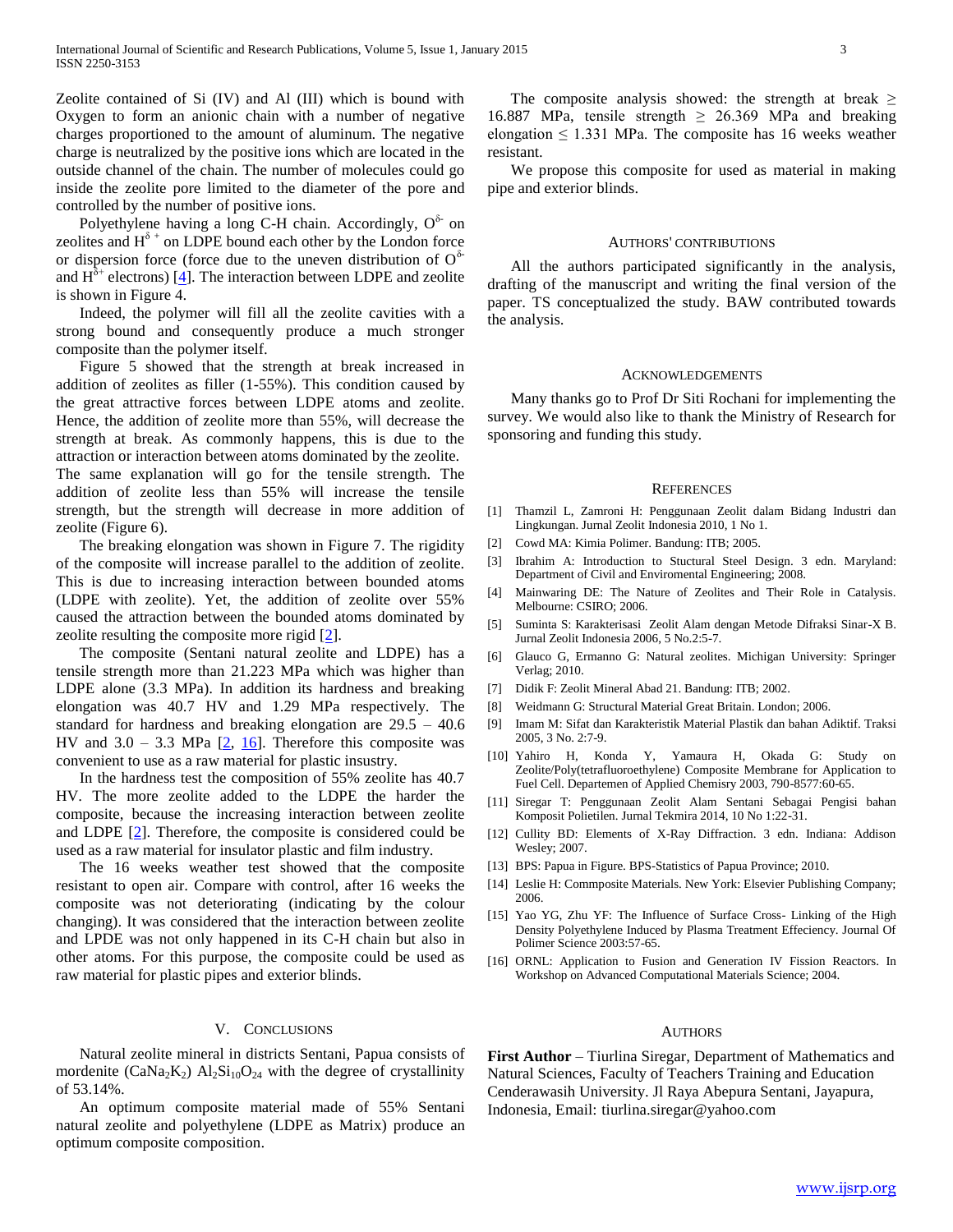Zeolite contained of Si (IV) and Al (III) which is bound with Oxygen to form an anionic chain with a number of negative charges proportioned to the amount of aluminum. The negative charge is neutralized by the positive ions which are located in the outside channel of the chain. The number of molecules could go inside the zeolite pore limited to the diameter of the pore and controlled by the number of positive ions.

Polyethylene having a long C-H chain. Accordingly, $O^{\delta-}$ on zeolites and $H^{\delta+}$ on LDPE bound each other by the London force or dispersion force (force due to the uneven distribution of $O^{\delta-}$ and $H^{\delta+}$ electrons) [4]. The interaction between LDPE and zeolite is shown in Figure 4.

Indeed, the polymer will fill all the zeolite cavities with a strong bound and consequently produce a much stronger composite than the polymer itself.

Figure 5 showed that the strength at break increased in addition of zeolites as filler (1-55%). This condition caused by the great attractive forces between LDPE atoms and zeolite. Hence, the addition of zeolite more than 55%, will decrease the strength at break. As commonly happens, this is due to the attraction or interaction between atoms dominated by the zeolite. The same explanation will go for the tensile strength. The addition of zeolite less than 55% will increase the tensile strength, but the strength will decrease in more addition of zeolite (Figure 6).

The breaking elongation was shown in Figure 7. The rigidity of the composite will increase parallel to the addition of zeolite. This is due to increasing interaction between bounded atoms (LDPE with zeolite). Yet, the addition of zeolite over 55% caused the attraction between the bounded atoms dominated by zeolite resulting the composite more rigid [2].

The composite (Sentani natural zeolite and LDPE) has a tensile strength more than 21.223 MPa which was higher than LDPE alone (3.3 MPa). In addition its hardness and breaking elongation was 40.7 HV and 1.29 MPa respectively. The standard for hardness and breaking elongation are 29.5 – 40.6 HV and 3.0 – 3.3 MPa [2, 16]. Therefore this composite was convenient to use as a raw material for plastic insustry.

In the hardness test the composition of 55% zeolite has 40.7 HV. The more zeolite added to the LDPE the harder the composite, because the increasing interaction between zeolite and LDPE [2]. Therefore, the composite is considered could be used as a raw material for insulator plastic and film industry.

The 16 weeks weather test showed that the composite resistant to open air. Compare with control, after 16 weeks the composite was not deteriorating (indicating by the colour changing). It was considered that the interaction between zeolite and LPDE was not only happened in its C-H chain but also in other atoms. For this purpose, the composite could be used as raw material for plastic pipes and exterior blinds.

## V. Conclusions

Natural zeolite mineral in districts Sentani, Papua consists of mordenite $(CaNa_2K_2)\ Al_2Si_{10}O_{24}$ with the degree of crystallinity of 53.14%.

An optimum composite material made of 55% Sentani natural zeolite and polyethylene (LDPE as Matrix) produce an optimum composite composition.

The composite analysis showed: the strength at break $\geq$ 16.887 MPa, tensile strength $\geq$ 26.369 MPa and breaking elongation $\leq$ 1.331 MPa. The composite has 16 weeks weather resistant.

We propose this composite for used as material in making pipe and exterior blinds.

## Authors' Contributions

All the authors participated significantly in the analysis, drafting of the manuscript and writing the final version of the paper. TS conceptualized the study. BAW contributed towards the analysis.

## Acknowledgements

Many thanks go to Prof Dr Siti Rochani for implementing the survey. We would also like to thank the Ministry of Research for sponsoring and funding this study.

## References

[1] Thamzil L, Zamroni H: Penggunaan Zeolit dalam Bidang Industri dan Lingkungan. Jurnal Zeolit Indonesia 2010, 1 No 1.

[2] Cowd MA: Kimia Polimer. Bandung: ITB; 2005.

[3] Ibrahim A: Introduction to Stuctural Steel Design. 3 edn. Maryland: Department of Civil and Enviromental Engineering; 2008.

[4] Mainwaring DE: The Nature of Zeolites and Their Role in Catalysis. Melbourne: CSIRO; 2006.

[5] Suminta S: Karakterisasi Zeolit Alam dengan Metode Difraksi Sinar-X B. Jurnal Zeolit Indonesia 2006, 5 No.2:5-7.

[6] Glauco G, Ermanno G: Natural zeolites. Michigan University: Springer Verlag; 2010.

[7] Didik F: Zeolit Mineral Abad 21. Bandung: ITB; 2002.

[8] Weidmann G: Structural Material Great Britain. London; 2006.

[9] Imam M: Sifat dan Karakteristik Material Plastik dan bahan Adiktif. Traksi 2005, 3 No. 2:7-9.

[10] Yahiro H, Konda Y, Yamaura H, Okada G: Study on Zeolite/Poly(tetrafluoroethylene) Composite Membrane for Application to Fuel Cell. Departemen of Applied Chemisry 2003, 790-8577:60-65.

[11] Siregar T: Penggunaan Zeolit Alam Sentani Sebagai Pengisi bahan Komposit Polietilen. Jurnal Tekmira 2014, 10 No 1:22-31.

[12] Cullity BD: Elements of X-Ray Diffraction. 3 edn. Indiana: Addison Wesley; 2007.

[13] BPS: Papua in Figure. BPS-Statistics of Papua Province; 2010.

[14] Leslie H: Commposite Materials. New York: Elsevier Publishing Company; 2006.

[15] Yao YG, Zhu YF: The Influence of Surface Cross- Linking of the High Density Polyethylene Induced by Plasma Treatment Effeciency. Journal Of Polimer Science 2003:57-65.

[16] ORNL: Application to Fusion and Generation IV Fission Reactors. In Workshop on Advanced Computational Materials Science; 2004.

## Authors

**First Author** – Tiurlina Siregar, Department of Mathematics and Natural Sciences, Faculty of Teachers Training and Education Cenderawasih University. Jl Raya Abepura Sentani, Jayapura, Indonesia, Email: tiurlina.siregar@yahoo.com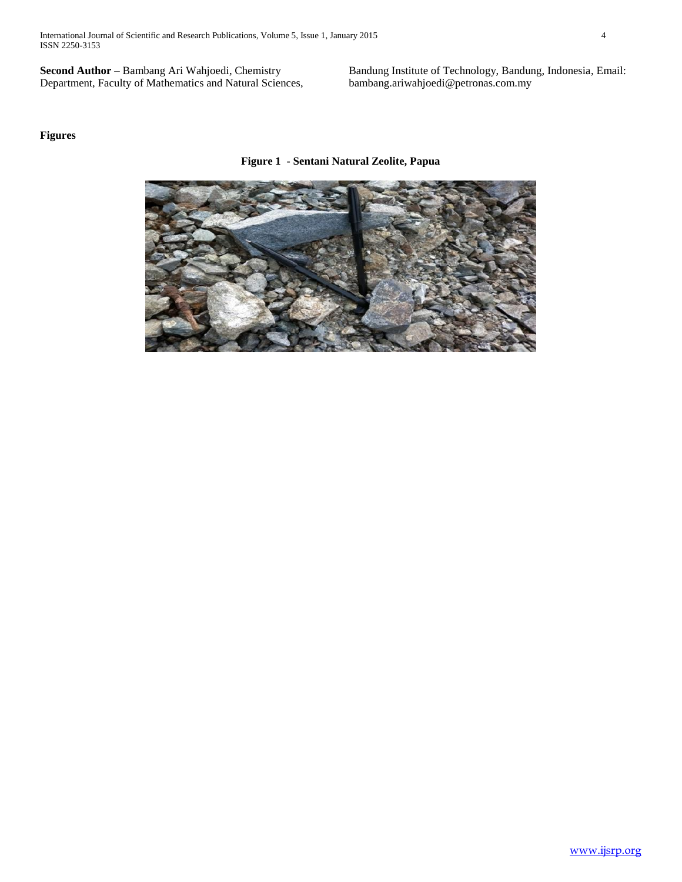**Second Author** – Bambang Ari Wahjoedi, Chemistry Department, Faculty of Mathematics and Natural Sciences, Bandung Institute of Technology, Bandung, Indonesia, Email: bambang.ariwahjoedi@petronas.com.my

**Figures**

**Figure 1 - Sentani Natural Zeolite, Papua**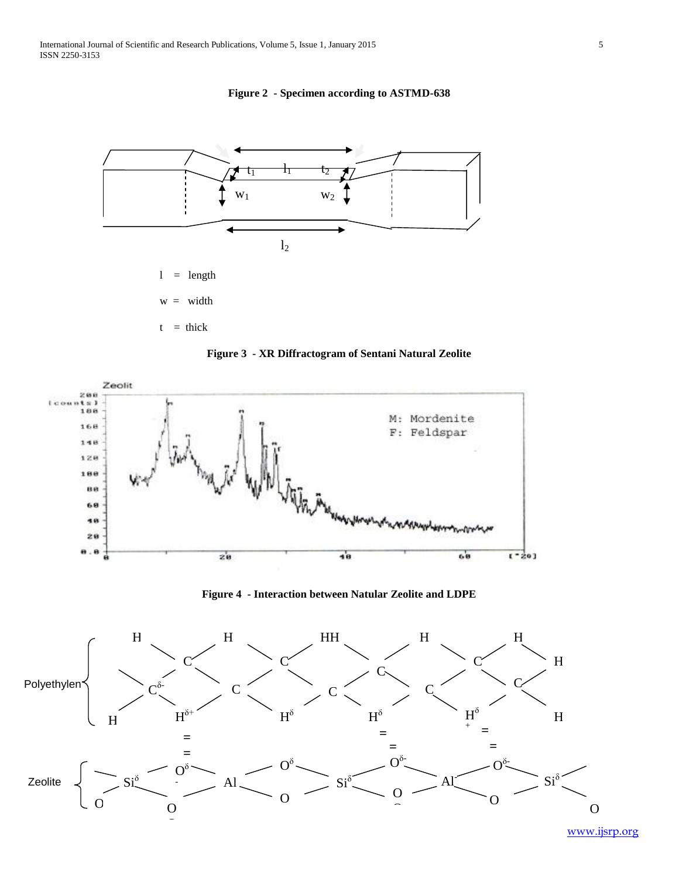**Figure 2 - Specimen according to ASTMD-638**

$l$ = length

$w$ = width

$t$ = thick

**Figure 3 - XR Diffractogram of Sentani Natural Zeolite**

**Figure 4 - Interaction between Natular Zeolite and LDPE**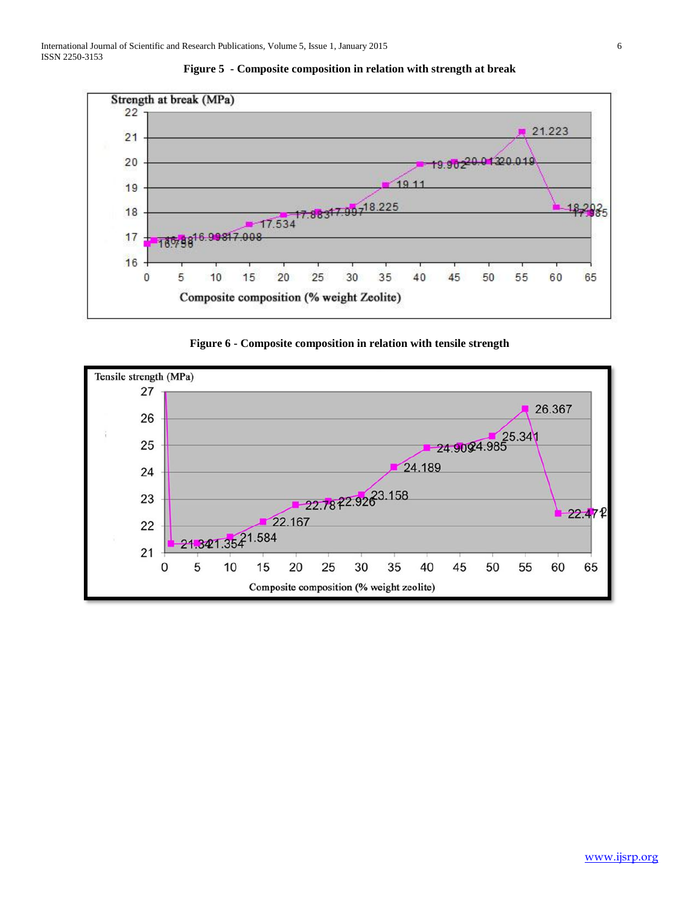**Figure 5 - Composite composition in relation with strength at break**

**Figure 6 - Composite composition in relation with tensile strength**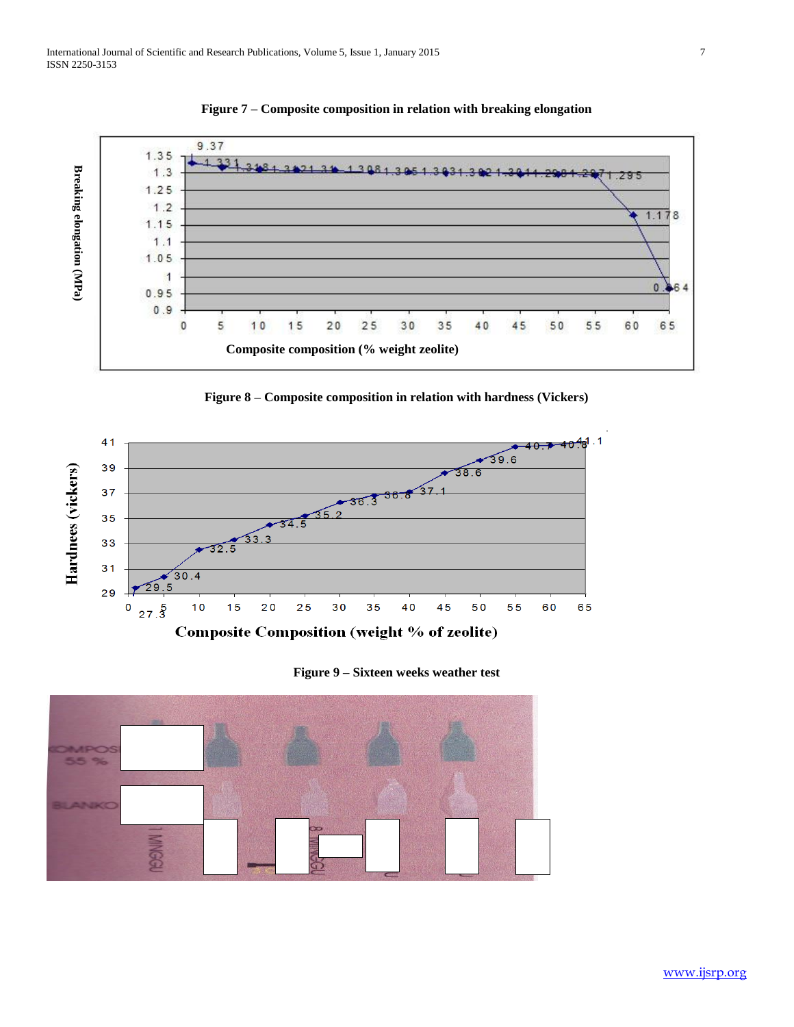**Figure 7 – Composite composition in relation with breaking elongation**

**Figure 8 – Composite composition in relation with hardness (Vickers)**

**Figure 9 – Sixteen weeks weather test**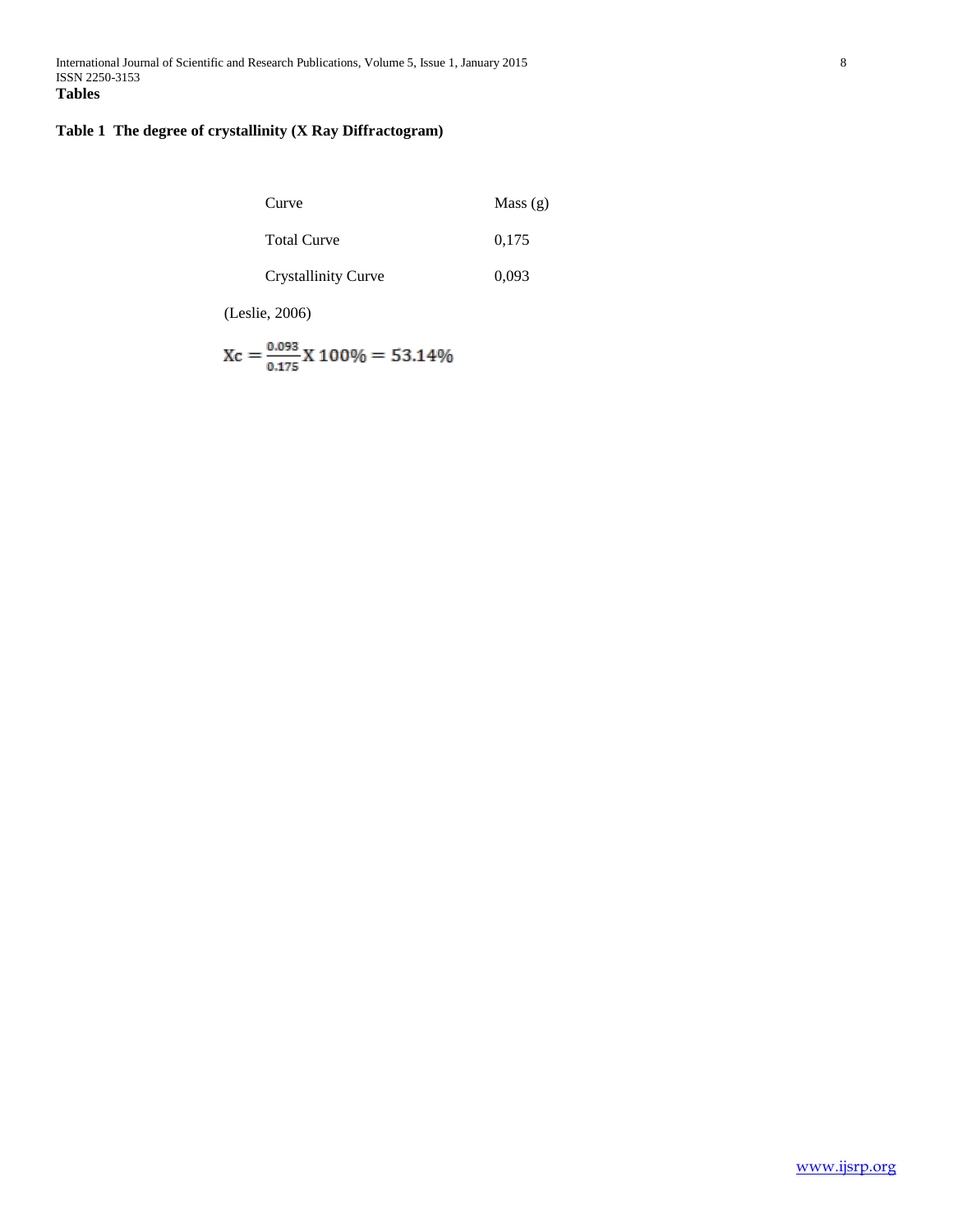## Tables

**Table 1 The degree of crystallinity (X Ray Diffractogram)**

| Curve | Mass (g) |
|---|---|
| Total Curve | 0,175 |
| Crystallinity Curve | 0,093 |

(Leslie, 2006)

$$Xc = \frac{0.093}{0.175} X\, 100\% = 53.14\%$$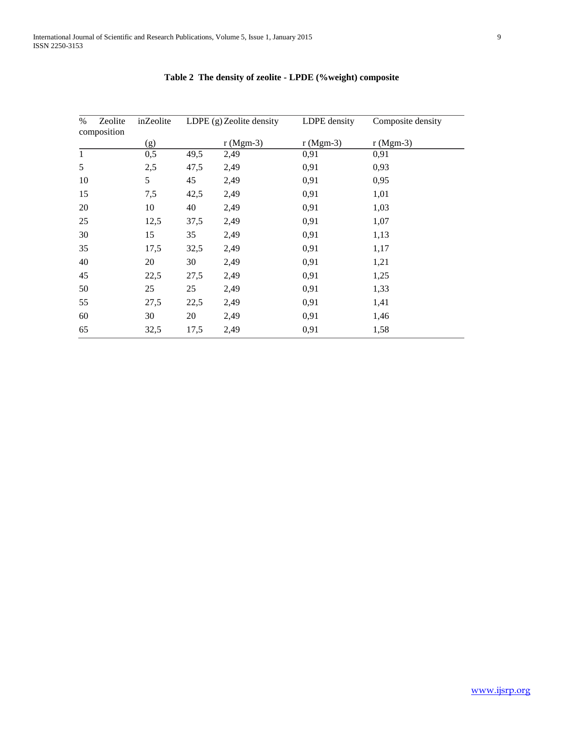**Table 2 The density of zolite - LPDE (%weight) composite**

| % Zeolite composition | inZeolite (g) | LDPE (g) | Zeolite density r (Mgm-3) | LDPE density r (Mgm-3) | Composite density r (Mgm-3) |
|---|---|---|---|---|---|
| 1 | 0,5 | 49,5 | 2,49 | 0,91 | 0,91 |
| 5 | 2,5 | 47,5 | 2,49 | 0,91 | 0,93 |
| 10 | 5 | 45 | 2,49 | 0,91 | 0,95 |
| 15 | 7,5 | 42,5 | 2,49 | 0,91 | 1,01 |
| 20 | 10 | 40 | 2,49 | 0,91 | 1,03 |
| 25 | 12,5 | 37,5 | 2,49 | 0,91 | 1,07 |
| 30 | 15 | 35 | 2,49 | 0,91 | 1,13 |
| 35 | 17,5 | 32,5 | 2,49 | 0,91 | 1,17 |
| 40 | 20 | 30 | 2,49 | 0,91 | 1,21 |
| 45 | 22,5 | 27,5 | 2,49 | 0,91 | 1,25 |
| 50 | 25 | 25 | 2,49 | 0,91 | 1,33 |
| 55 | 27,5 | 22,5 | 2,49 | 0,91 | 1,41 |
| 60 | 30 | 20 | 2,49 | 0,91 | 1,46 |
| 65 | 32,5 | 17,5 | 2,49 | 0,91 | 1,58 |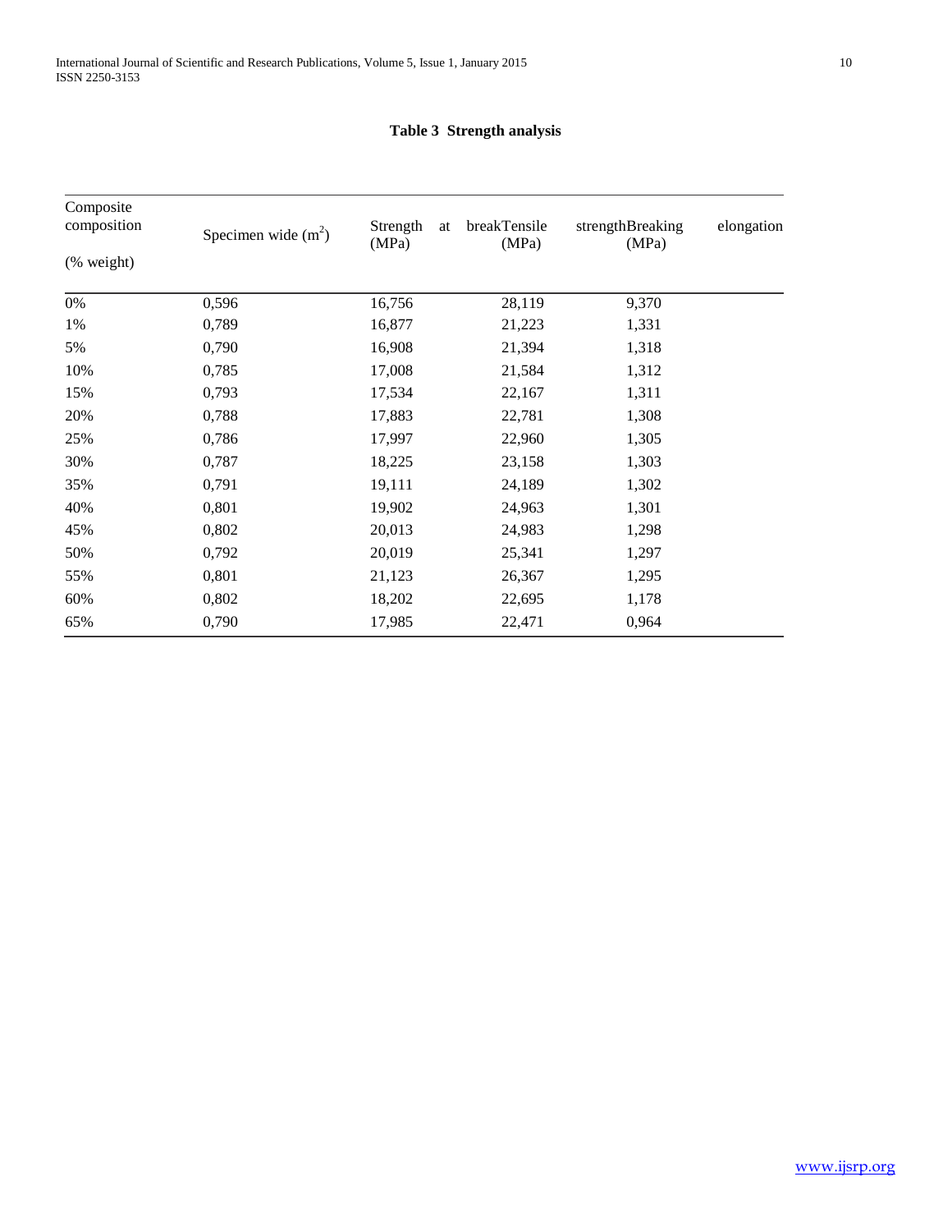**Table 3 Strength analysis**

| Composite composition (% weight) | Specimen wide ($m^2$) | Strength at break (MPa) | Tensile strength (MPa) | Breaking elongation |
|---|---|---|---|---|
| 0% | 0,596 | 16,756 | 28,119 | 9,370 |
| 1% | 0,789 | 16,877 | 21,223 | 1,331 |
| 5% | 0,790 | 16,908 | 21,394 | 1,318 |
| 10% | 0,785 | 17,008 | 21,584 | 1,312 |
| 15% | 0,793 | 17,534 | 22,167 | 1,311 |
| 20% | 0,788 | 17,883 | 22,781 | 1,308 |
| 25% | 0,786 | 17,997 | 22,960 | 1,305 |
| 30% | 0,787 | 18,225 | 23,158 | 1,303 |
| 35% | 0,791 | 19,111 | 24,189 | 1,302 |
| 40% | 0,801 | 19,902 | 24,963 | 1,301 |
| 45% | 0,802 | 20,013 | 24,983 | 1,298 |
| 50% | 0,792 | 20,019 | 25,341 | 1,297 |
| 55% | 0,801 | 21,123 | 26,367 | 1,295 |
| 60% | 0,802 | 18,202 | 22,695 | 1,178 |
| 65% | 0,790 | 17,985 | 22,471 | 0,964 |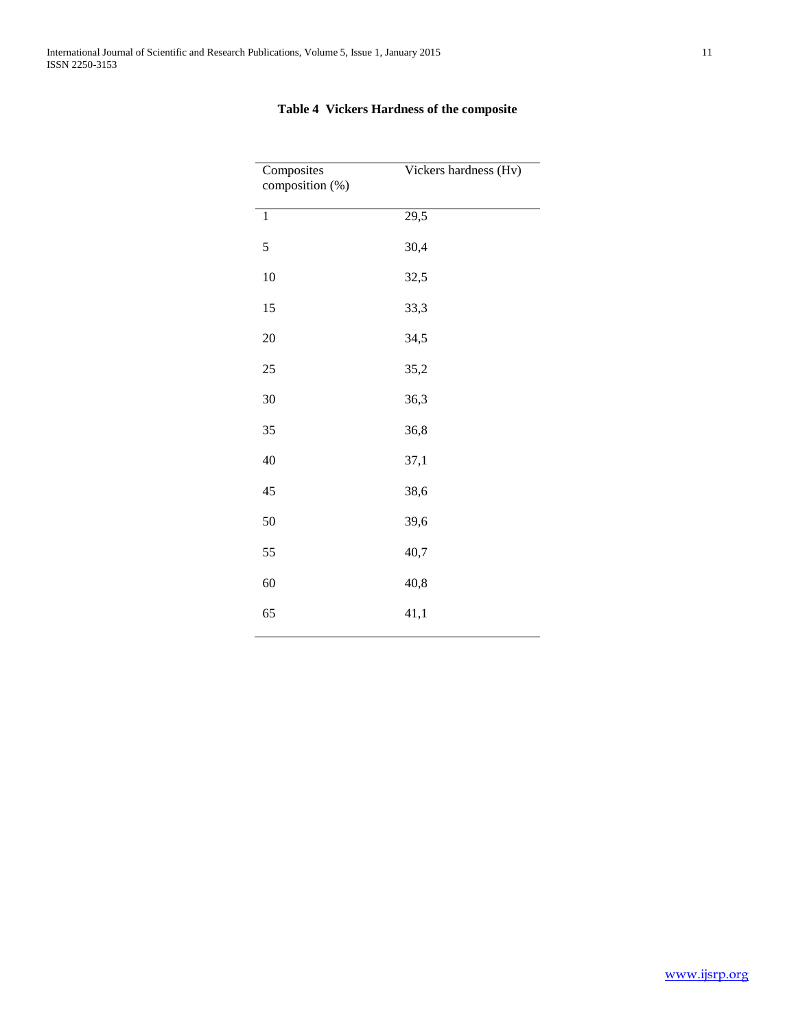**Table 4 Vickers Hardness of the composite**

| Composites composition (%) | Vickers hardness (Hv) |
|---|---|
| 1 | 29,5 |
| 5 | 30,4 |
| 10 | 32,5 |
| 15 | 33,3 |
| 20 | 34,5 |
| 25 | 35,2 |
| 30 | 36,3 |
| 35 | 36,8 |
| 40 | 37,1 |
| 45 | 38,6 |
| 50 | 39,6 |
| 55 | 40,7 |
| 60 | 40,8 |
| 65 | 41,1 |